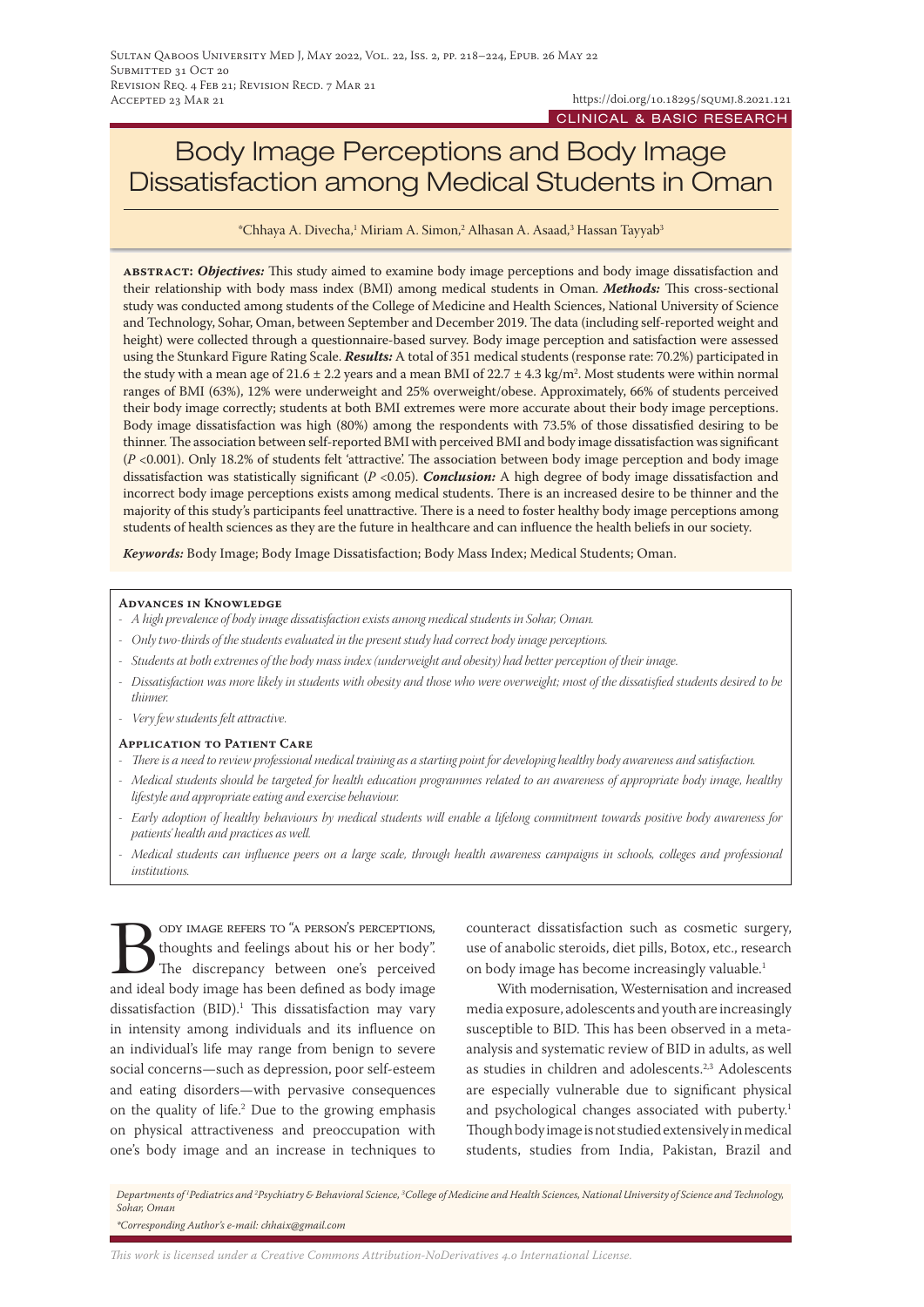Submitted 31 Oct 20
Revision Req. 4 Feb 21; Revision Recd. 7 Mar 21
Accepted 23 Mar 21

https://doi.org/10.18295/squmj.8.2021.121

CLINICAL & BASIC RESEARCH

# Body Image Perceptions and Body Image Dissatisfaction among Medical Students in Oman

\*Chhaya A. Divecha,[1] Miriam A. Simon,[2] Alhasan A. Asaad,[3] Hassan Tayyab[3]

**abstract:** ***Objectives:*** This study aimed to examine body image perceptions and body image dissatisfaction and their relationship with body mass index (BMI) among medical students in Oman. ***Methods:*** This cross-sectional study was conducted among students of the College of Medicine and Health Sciences, National University of Science and Technology, Sohar, Oman, between September and December 2019. The data (including self-reported weight and height) were collected through a questionnaire-based survey. Body image perception and satisfaction were assessed using the Stunkard Figure Rating Scale. ***Results:*** A total of 351 medical students (response rate: 70.2%) participated in the study with a mean age of 21.6 ± 2.2 years and a mean BMI of 22.7 ± 4.3 kg/m². Most students were within normal ranges of BMI (63%), 12% were underweight and 25% overweight/obese. Approximately, 66% of students perceived their body image correctly; students at both BMI extremes were more accurate about their body image perceptions. Body image dissatisfaction was high (80%) among the respondents with 73.5% of those dissatisfied desiring to be thinner. The association between self-reported BMI with perceived BMI and body image dissatisfaction was significant ($P$ <0.001). Only 18.2% of students felt 'attractive'. The association between body image perception and body image dissatisfaction was statistically significant ($P$ <0.05). ***Conclusion:*** A high degree of body image dissatisfaction and incorrect body image perceptions exists among medical students. There is an increased desire to be thinner and the majority of this study's participants feel unattractive. There is a need to foster healthy body image perceptions among students of health sciences as they are the future in healthcare and can influence the health beliefs in our society.

***Keywords:*** Body Image; Body Image Dissatisfaction; Body Mass Index; Medical Students; Oman.

### Advances in Knowledge

- *A high prevalence of body image dissatisfaction exists among medical students in Sohar, Oman.*
- *Only two-thirds of the students evaluated in the present study had correct body image perceptions.*
- *Students at both extremes of the body mass index (underweight and obesity) had better perception of their image.*
- *Dissatisfaction was more likely in students with obesity and those who were overweight; most of the dissatisfied students desired to be thinner.*
- *Very few students felt attractive.*

### Application to Patient Care

- *There is a need to review professional medical training as a starting point for developing healthy body awareness and satisfaction.*
- *Medical students should be targeted for health education programmes related to an awareness of appropriate body image, healthy lifestyle and appropriate eating and exercise behaviour.*
- *Early adoption of healthy behaviours by medical students will enable a lifelong commitment towards positive body awareness for patients' health and practices as well.*
- *Medical students can influence peers on a large scale, through health awareness campaigns in schools, colleges and professional institutions.*

Body image refers to "a person's perceptions, thoughts and feelings about his or her body". The discrepancy between one's perceived and ideal body image has been defined as body image dissatisfaction (BID).[1] This dissatisfaction may vary in intensity among individuals and its influence on an individual's life may range from benign to severe social concerns—such as depression, poor self-esteem and eating disorders—with pervasive consequences on the quality of life.[2] Due to the growing emphasis on physical attractiveness and preoccupation with one's body image and an increase in techniques to counteract dissatisfaction such as cosmetic surgery, use of anabolic steroids, diet pills, Botox, etc., research on body image has become increasingly valuable.[1]

With modernisation, Westernisation and increased media exposure, adolescents and youth are increasingly susceptible to BID. This has been observed in a meta-analysis and systematic review of BID in adults, as well as studies in children and adolescents.[2,3] Adolescents are especially vulnerable due to significant physical and psychological changes associated with puberty.[1] Though body image is not studied extensively in medical students, studies from India, Pakistan, Brazil and

*Departments of [1]Pediatrics and [2]Psychiatry & Behavioral Science, [3]College of Medicine and Health Sciences, National University of Science and Technology, Sohar, Oman*

*\*Corresponding Author's e-mail: chhaix@gmail.com*

*This work is licensed under a Creative Commons Attribution-NoDerivatives 4.0 International License.*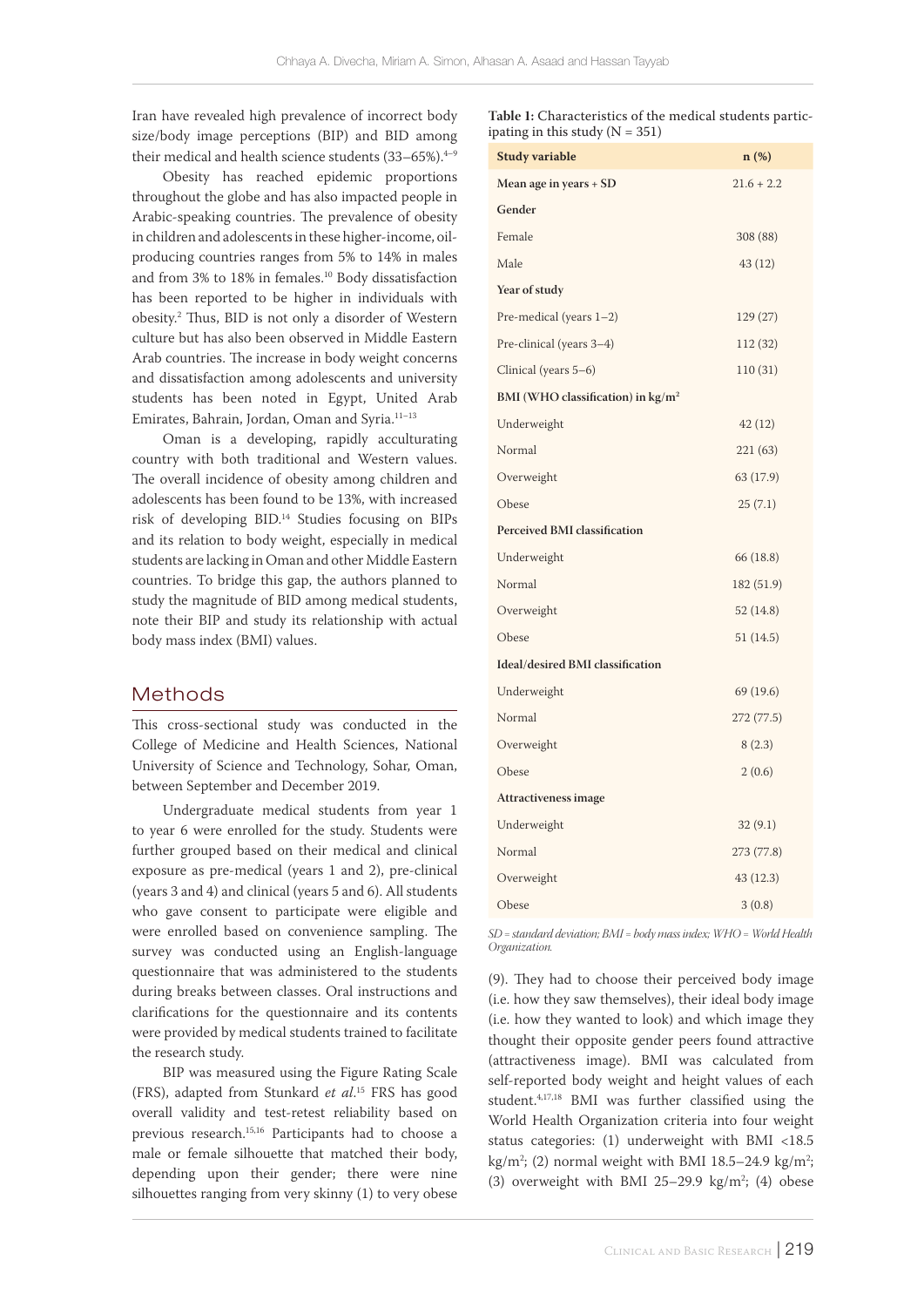Iran have revealed high prevalence of incorrect body size/body image perceptions (BIP) and BID among their medical and health science students (33–65%).[4–9]

Obesity has reached epidemic proportions throughout the globe and has also impacted people in Arabic-speaking countries. The prevalence of obesity in children and adolescents in these higher-income, oil-producing countries ranges from 5% to 14% in males and from 3% to 18% in females.[10] Body dissatisfaction has been reported to be higher in individuals with obesity.[2] Thus, BID is not only a disorder of Western culture but has also been observed in Middle Eastern Arab countries. The increase in body weight concerns and dissatisfaction among adolescents and university students has been noted in Egypt, United Arab Emirates, Bahrain, Jordan, Oman and Syria.[11–13]

Oman is a developing, rapidly acculturating country with both traditional and Western values. The overall incidence of obesity among children and adolescents has been found to be 13%, with increased risk of developing BID.[14] Studies focusing on BIPs and its relation to body weight, especially in medical students are lacking in Oman and other Middle Eastern countries. To bridge this gap, the authors planned to study the magnitude of BID among medical students, note their BIP and study its relationship with actual body mass index (BMI) values.

## Methods

This cross-sectional study was conducted in the College of Medicine and Health Sciences, National University of Science and Technology, Sohar, Oman, between September and December 2019.

Undergraduate medical students from year 1 to year 6 were enrolled for the study. Students were further grouped based on their medical and clinical exposure as pre-medical (years 1 and 2), pre-clinical (years 3 and 4) and clinical (years 5 and 6). All students who gave consent to participate were eligible and were enrolled based on convenience sampling. The survey was conducted using an English-language questionnaire that was administered to the students during breaks between classes. Oral instructions and clarifications for the questionnaire and its contents were provided by medical students trained to facilitate the research study.

BIP was measured using the Figure Rating Scale (FRS), adapted from Stunkard *et al*.[15] FRS has good overall validity and test-retest reliability based on previous research.[15,16] Participants had to choose a male or female silhouette that matched their body, depending upon their gender; there were nine silhouettes ranging from very skinny (1) to very obese (9). They had to choose their perceived body image (i.e. how they saw themselves), their ideal body image (i.e. how they wanted to look) and which image they thought their opposite gender peers found attractive (attractiveness image). BMI was calculated from self-reported body weight and height values of each student.[4,17,18] BMI was further classified using the World Health Organization criteria into four weight status categories: (1) underweight with BMI <18.5 kg/m$^2$; (2) normal weight with BMI 18.5–24.9 kg/m$^2$; (3) overweight with BMI 25–29.9 kg/m$^2$; (4) obese

**Table 1:** Characteristics of the medical students participating in this study (N = 351)

| Study variable | n (%) |
|---|---|
| **Mean age in years + SD** | 21.6 + 2.2 |
| **Gender** | |
| Female | 308 (88) |
| Male | 43 (12) |
| **Year of study** | |
| Pre-medical (years 1–2) | 129 (27) |
| Pre-clinical (years 3–4) | 112 (32) |
| Clinical (years 5–6) | 110 (31) |
| **BMI (WHO classification) in kg/m$^2$** | |
| Underweight | 42 (12) |
| Normal | 221 (63) |
| Overweight | 63 (17.9) |
| Obese | 25 (7.1) |
| **Perceived BMI classification** | |
| Underweight | 66 (18.8) |
| Normal | 182 (51.9) |
| Overweight | 52 (14.8) |
| Obese | 51 (14.5) |
| **Ideal/desired BMI classification** | |
| Underweight | 69 (19.6) |
| Normal | 272 (77.5) |
| Overweight | 8 (2.3) |
| Obese | 2 (0.6) |
| **Attractiveness image** | |
| Underweight | 32 (9.1) |
| Normal | 273 (77.8) |
| Overweight | 43 (12.3) |
| Obese | 3 (0.8) |

*SD = standard deviation; BMI = body mass index; WHO = World Health Organization.*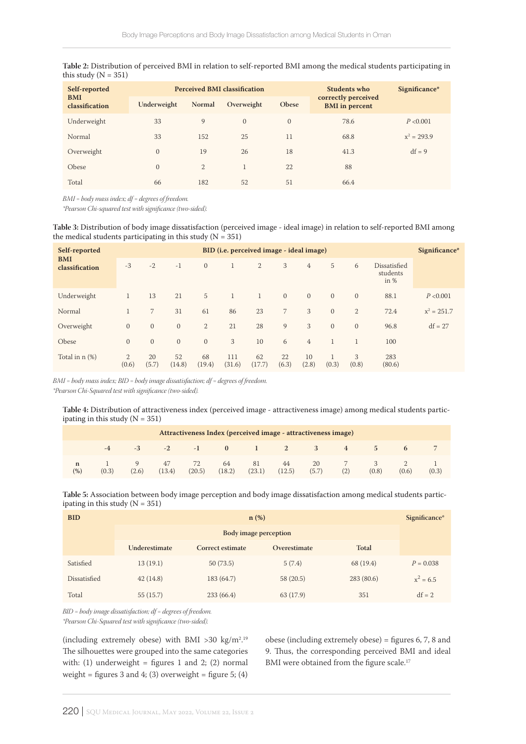**Table 2:** Distribution of perceived BMI in relation to self-reported BMI among the medical students participating in this study (N = 351)

| Self-reported BMI classification | Perceived BMI classification | | | | Students who correctly perceived BMI in percent | Significance* |
|---|---|---|---|---|---|---|
| | Underweight | Normal | Overweight | Obese | | |
| Underweight | 33 | 9 | 0 | 0 | 78.6 | *P* <0.001 |
| Normal | 33 | 152 | 25 | 11 | 68.8 | $x^2$ = 293.9 |
| Overweight | 0 | 19 | 26 | 18 | 41.3 | df = 9 |
| Obese | 0 | 2 | 1 | 22 | 88 | |
| Total | 66 | 182 | 52 | 51 | 66.4 | |

*BMI = body mass index; df = degrees of freedom.*
*\*Pearson Chi-squared test with significance (two-sided).*

**Table 3:** Distribution of body image dissatisfaction (perceived image - ideal image) in relation to self-reported BMI among the medical students participating in this study (N = 351)

| Self-reported BMI classification | BID (i.e. perceived image - ideal image) | | | | | | | | | | | Significance* |
|---|---|---|---|---|---|---|---|---|---|---|---|---|
| | -3 | -2 | -1 | 0 | 1 | 2 | 3 | 4 | 5 | 6 | Dissatisfied students in % | |
| Underweight | 1 | 13 | 21 | 5 | 1 | 1 | 0 | 0 | 0 | 0 | 88.1 | *P* <0.001 |
| Normal | 1 | 7 | 31 | 61 | 86 | 23 | 7 | 3 | 0 | 2 | 72.4 | $x^2$ = 251.7 |
| Overweight | 0 | 0 | 0 | 2 | 21 | 28 | 9 | 3 | 0 | 0 | 96.8 | df = 27 |
| Obese | 0 | 0 | 0 | 0 | 3 | 10 | 6 | 4 | 1 | 1 | 100 | |
| Total in n (%) | 2 (0.6) | 20 (5.7) | 52 (14.8) | 68 (19.4) | 111 (31.6) | 62 (17.7) | 22 (6.3) | 10 (2.8) | 1 (0.3) | 3 (0.8) | 283 (80.6) | |

*BMI = body mass index; BID = body image dissatisfaction; df = degrees of freedom.*
*\*Pearson Chi-Squared test with significance (two-sided).*

**Table 4:** Distribution of attractiveness index (perceived image - attractiveness image) among medical students participating in this study (N = 351)

| | Attractiveness Index (perceived image - attractiveness image) | | | | | | | | | | | |
|---|---|---|---|---|---|---|---|---|---|---|---|---|
| | -4 | -3 | -2 | -1 | 0 | 1 | 2 | 3 | 4 | 5 | 6 | 7 |
| n (%) | 1 (0.3) | 9 (2.6) | 47 (13.4) | 72 (20.5) | 64 (18.2) | 81 (23.1) | 44 (12.5) | 20 (5.7) | 7 (2) | 3 (0.8) | 2 (0.6) | 1 (0.3) |

**Table 5:** Association between body image perception and body image dissatisfaction among medical students participating in this study (N = 351)

| BID | n (%) | | | | Significance* |
|---|---|---|---|---|---|
| | Body image perception | | | | |
| | Underestimate | Correct estimate | Overestimate | Total | |
| Satisfied | 13 (19.1) | 50 (73.5) | 5 (7.4) | 68 (19.4) | *P* = 0.038 |
| Dissatisfied | 42 (14.8) | 183 (64.7) | 58 (20.5) | 283 (80.6) | $x^2$ = 6.5 |
| Total | 55 (15.7) | 233 (66.4) | 63 (17.9) | 351 | df = 2 |

*BID = body image dissatisfaction; df = degrees of freedom.*
*\*Pearson Chi-Squared test with significance (two-sided).*

(including extremely obese) with BMI >30 kg/m$^2$.[19] The silhouettes were grouped into the same categories with: (1) underweight = figures 1 and 2; (2) normal weight = figures 3 and 4; (3) overweight = figure 5; (4) obese (including extremely obese) = figures 6, 7, 8 and 9. Thus, the corresponding perceived BMI and ideal BMI were obtained from the figure scale.[17]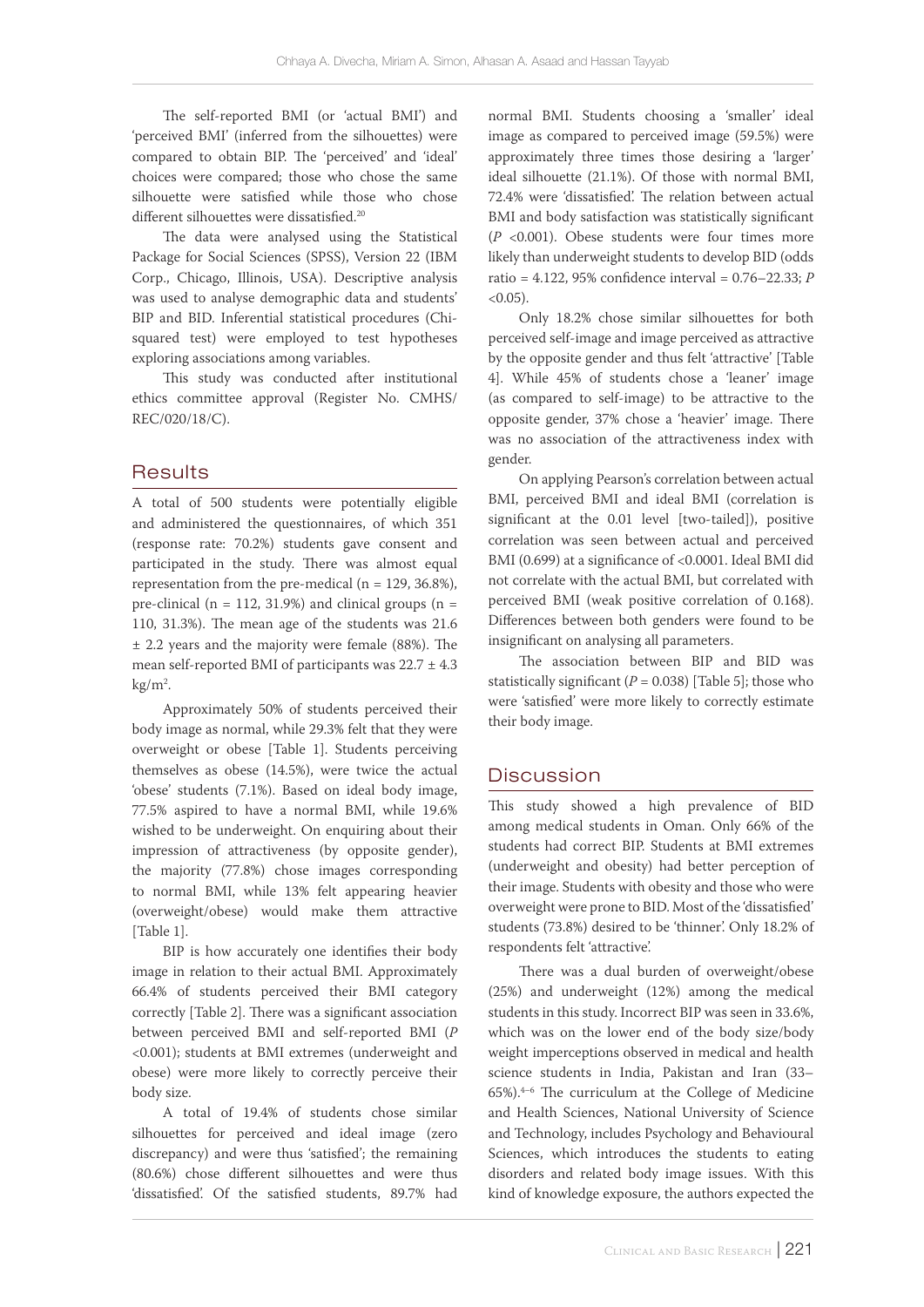The self-reported BMI (or 'actual BMI') and 'perceived BMI' (inferred from the silhouettes) were compared to obtain BIP. The 'perceived' and 'ideal' choices were compared; those who chose the same silhouette were satisfied while those who chose different silhouettes were dissatisfied.[20]

The data were analysed using the Statistical Package for Social Sciences (SPSS), Version 22 (IBM Corp., Chicago, Illinois, USA). Descriptive analysis was used to analyse demographic data and students' BIP and BID. Inferential statistical procedures (Chi-squared test) were employed to test hypotheses exploring associations among variables.

This study was conducted after institutional ethics committee approval (Register No. CMHS/REC/020/18/C).

## Results

A total of 500 students were potentially eligible and administered the questionnaires, of which 351 (response rate: 70.2%) students gave consent and participated in the study. There was almost equal representation from the pre-medical (n = 129, 36.8%), pre-clinical (n = 112, 31.9%) and clinical groups (n = 110, 31.3%). The mean age of the students was 21.6 ± 2.2 years and the majority were female (88%). The mean self-reported BMI of participants was 22.7 ± 4.3 kg/m$^2$.

Approximately 50% of students perceived their body image as normal, while 29.3% felt that they were overweight or obese [Table 1]. Students perceiving themselves as obese (14.5%), were twice the actual 'obese' students (7.1%). Based on ideal body image, 77.5% aspired to have a normal BMI, while 19.6% wished to be underweight. On enquiring about their impression of attractiveness (by opposite gender), the majority (77.8%) chose images corresponding to normal BMI, while 13% felt appearing heavier (overweight/obese) would make them attractive [Table 1].

BIP is how accurately one identifies their body image in relation to their actual BMI. Approximately 66.4% of students perceived their BMI category correctly [Table 2]. There was a significant association between perceived BMI and self-reported BMI (*P* <0.001); students at BMI extremes (underweight and obese) were more likely to correctly perceive their body size.

A total of 19.4% of students chose similar silhouettes for perceived and ideal image (zero discrepancy) and were thus 'satisfied'; the remaining (80.6%) chose different silhouettes and were thus 'dissatisfied'. Of the satisfied students, 89.7% had normal BMI. Students choosing a 'smaller' ideal image as compared to perceived image (59.5%) were approximately three times those desiring a 'larger' ideal silhouette (21.1%). Of those with normal BMI, 72.4% were 'dissatisfied'. The relation between actual BMI and body satisfaction was statistically significant (*P* <0.001). Obese students were four times more likely than underweight students to develop BID (odds ratio = 4.122, 95% confidence interval = 0.76–22.33; *P* <0.05).

Only 18.2% chose similar silhouettes for both perceived self-image and image perceived as attractive by the opposite gender and thus felt 'attractive' [Table 4]. While 45% of students chose a 'leaner' image (as compared to self-image) to be attractive to the opposite gender, 37% chose a 'heavier' image. There was no association of the attractiveness index with gender.

On applying Pearson's correlation between actual BMI, perceived BMI and ideal BMI (correlation is significant at the 0.01 level [two-tailed]), positive correlation was seen between actual and perceived BMI (0.699) at a significance of <0.0001. Ideal BMI did not correlate with the actual BMI, but correlated with perceived BMI (weak positive correlation of 0.168). Differences between both genders were found to be insignificant on analysing all parameters.

The association between BIP and BID was statistically significant (*P* = 0.038) [Table 5]; those who were 'satisfied' were more likely to correctly estimate their body image.

## Discussion

This study showed a high prevalence of BID among medical students in Oman. Only 66% of the students had correct BIP. Students at BMI extremes (underweight and obesity) had better perception of their image. Students with obesity and those who were overweight were prone to BID. Most of the 'dissatisfied' students (73.8%) desired to be 'thinner'. Only 18.2% of respondents felt 'attractive'.

There was a dual burden of overweight/obese (25%) and underweight (12%) among the medical students in this study. Incorrect BIP was seen in 33.6%, which was on the lower end of the body size/body weight imperceptions observed in medical and health science students in India, Pakistan and Iran (33–65%).[4–6] The curriculum at the College of Medicine and Health Sciences, National University of Science and Technology, includes Psychology and Behavioural Sciences, which introduces the students to eating disorders and related body image issues. With this kind of knowledge exposure, the authors expected the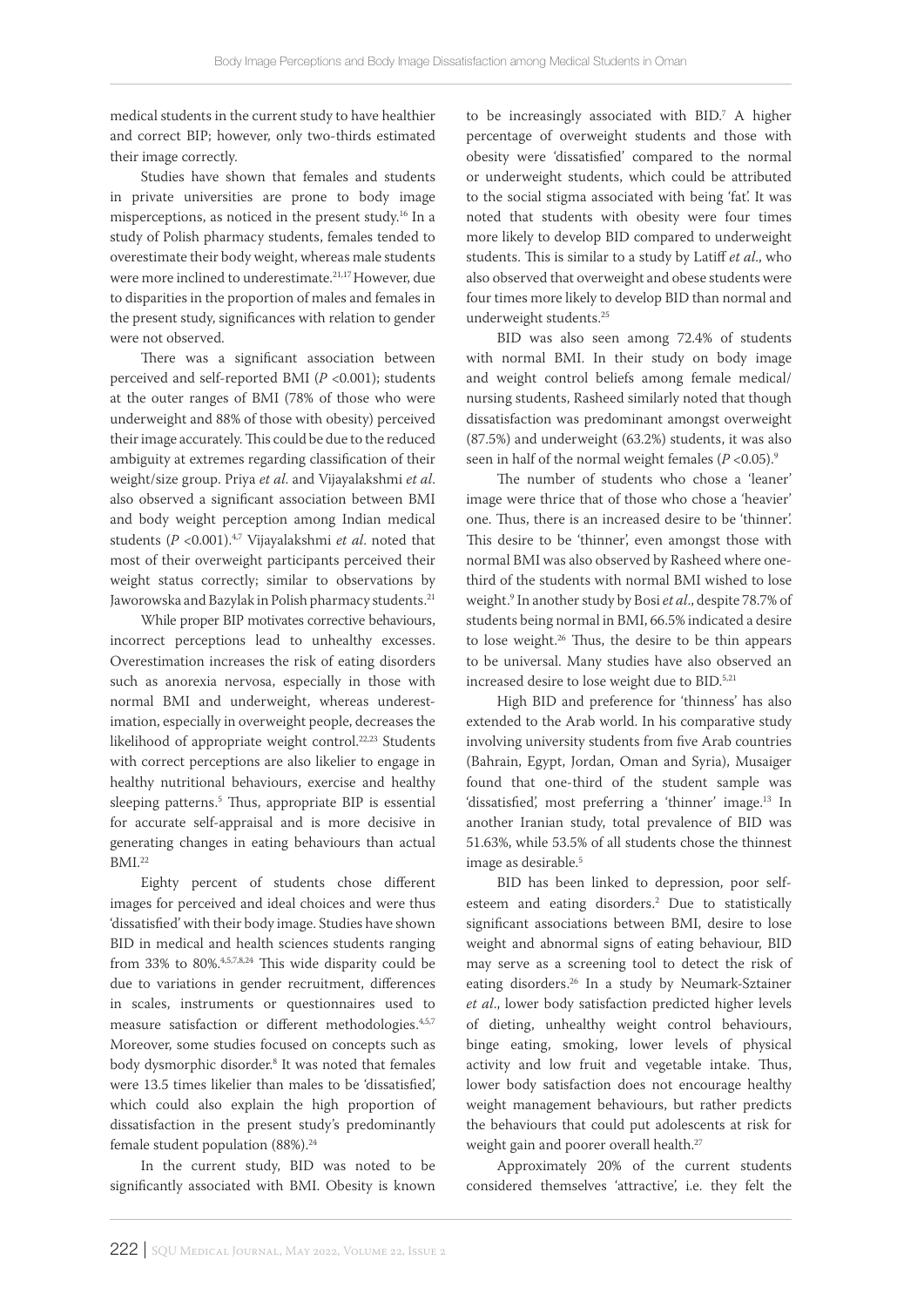medical students in the current study to have healthier and correct BIP; however, only two-thirds estimated their image correctly.

Studies have shown that females and students in private universities are prone to body image misperceptions, as noticed in the present study.[16] In a study of Polish pharmacy students, females tended to overestimate their body weight, whereas male students were more inclined to underestimate.[21,17] However, due to disparities in the proportion of males and females in the present study, significances with relation to gender were not observed.

There was a significant association between perceived and self-reported BMI ($P$ <0.001); students at the outer ranges of BMI (78% of those who were underweight and 88% of those with obesity) perceived their image accurately. This could be due to the reduced ambiguity at extremes regarding classification of their weight/size group. Priya *et al*. and Vijayalakshmi *et al*. also observed a significant association between BMI and body weight perception among Indian medical students ($P$ <0.001).[4,7] Vijayalakshmi *et al*. noted that most of their overweight participants perceived their weight status correctly; similar to observations by Jaworowska and Bazylak in Polish pharmacy students.[21]

While proper BIP motivates corrective behaviours, incorrect perceptions lead to unhealthy excesses. Overestimation increases the risk of eating disorders such as anorexia nervosa, especially in those with normal BMI and underweight, whereas underestimation, especially in overweight people, decreases the likelihood of appropriate weight control.[22,23] Students with correct perceptions are also likelier to engage in healthy nutritional behaviours, exercise and healthy sleeping patterns.[5] Thus, appropriate BIP is essential for accurate self-appraisal and is more decisive in generating changes in eating behaviours than actual BMI.[22]

Eighty percent of students chose different images for perceived and ideal choices and were thus 'dissatisfied' with their body image. Studies have shown BID in medical and health sciences students ranging from 33% to 80%.[4,5,7,8,24] This wide disparity could be due to variations in gender recruitment, differences in scales, instruments or questionnaires used to measure satisfaction or different methodologies.[4,5,7] Moreover, some studies focused on concepts such as body dysmorphic disorder.[8] It was noted that females were 13.5 times likelier than males to be 'dissatisfied', which could also explain the high proportion of dissatisfaction in the present study's predominantly female student population (88%).[24]

In the current study, BID was noted to be significantly associated with BMI. Obesity is known to be increasingly associated with BID.[7] A higher percentage of overweight students and those with obesity were 'dissatisfied' compared to the normal or underweight students, which could be attributed to the social stigma associated with being 'fat'. It was noted that students with obesity were four times more likely to develop BID compared to underweight students. This is similar to a study by Latiff *et al*., who also observed that overweight and obese students were four times more likely to develop BID than normal and underweight students.[25]

BID was also seen among 72.4% of students with normal BMI. In their study on body image and weight control beliefs among female medical/nursing students, Rasheed similarly noted that though dissatisfaction was predominant amongst overweight (87.5%) and underweight (63.2%) students, it was also seen in half of the normal weight females ($P$ <0.05).[9]

The number of students who chose a 'leaner' image were thrice that of those who chose a 'heavier' one. Thus, there is an increased desire to be 'thinner'. This desire to be 'thinner', even amongst those with normal BMI was also observed by Rasheed where one-third of the students with normal BMI wished to lose weight.[9] In another study by Bosi *et al*., despite 78.7% of students being normal in BMI, 66.5% indicated a desire to lose weight.[26] Thus, the desire to be thin appears to be universal. Many studies have also observed an increased desire to lose weight due to BID.[5,21]

High BID and preference for 'thinness' has also extended to the Arab world. In his comparative study involving university students from five Arab countries (Bahrain, Egypt, Jordan, Oman and Syria), Musaiger found that one-third of the student sample was 'dissatisfied', most preferring a 'thinner' image.[13] In another Iranian study, total prevalence of BID was 51.63%, while 53.5% of all students chose the thinnest image as desirable.[5]

BID has been linked to depression, poor self-esteem and eating disorders.[2] Due to statistically significant associations between BMI, desire to lose weight and abnormal signs of eating behaviour, BID may serve as a screening tool to detect the risk of eating disorders.[26] In a study by Neumark-Sztainer *et al*., lower body satisfaction predicted higher levels of dieting, unhealthy weight control behaviours, binge eating, smoking, lower levels of physical activity and low fruit and vegetable intake. Thus, lower body satisfaction does not encourage healthy weight management behaviours, but rather predicts the behaviours that could put adolescents at risk for weight gain and poorer overall health.[27]

Approximately 20% of the current students considered themselves 'attractive', i.e. they felt the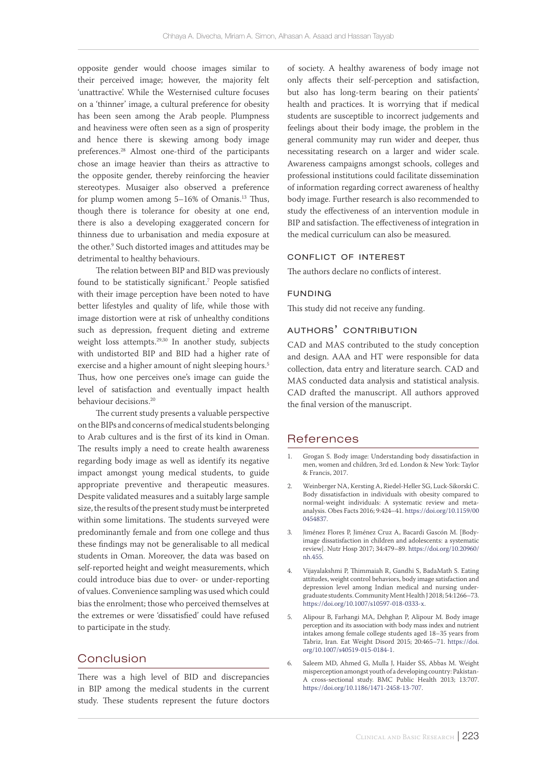opposite gender would choose images similar to their perceived image; however, the majority felt 'unattractive'. While the Westernised culture focuses on a 'thinner' image, a cultural preference for obesity has been seen among the Arab people. Plumpness and heaviness were often seen as a sign of prosperity and hence there is skewing among body image preferences.[28] Almost one-third of the participants chose an image heavier than theirs as attractive to the opposite gender, thereby reinforcing the heavier stereotypes. Musaiger also observed a preference for plump women among 5–16% of Omanis.[13] Thus, though there is tolerance for obesity at one end, there is also a developing exaggerated concern for thinness due to urbanisation and media exposure at the other.[9] Such distorted images and attitudes may be detrimental to healthy behaviours.

The relation between BIP and BID was previously found to be statistically significant.[7] People satisfied with their image perception have been noted to have better lifestyles and quality of life, while those with image distortion were at risk of unhealthy conditions such as depression, frequent dieting and extreme weight loss attempts.[29,30] In another study, subjects with undistorted BIP and BID had a higher rate of exercise and a higher amount of night sleeping hours.[5] Thus, how one perceives one's image can guide the level of satisfaction and eventually impact health behaviour decisions.[20]

The current study presents a valuable perspective on the BIPs and concerns of medical students belonging to Arab cultures and is the first of its kind in Oman. The results imply a need to create health awareness regarding body image as well as identify its negative impact amongst young medical students, to guide appropriate preventive and therapeutic measures. Despite validated measures and a suitably large sample size, the results of the present study must be interpreted within some limitations. The students surveyed were predominantly female and from one college and thus these findings may not be generalisable to all medical students in Oman. Moreover, the data was based on self-reported height and weight measurements, which could introduce bias due to over- or under-reporting of values. Convenience sampling was used which could bias the enrolment; those who perceived themselves at the extremes or were 'dissatisfied' could have refused to participate in the study.

## Conclusion

There was a high level of BID and discrepancies in BIP among the medical students in the current study. These students represent the future doctors of society. A healthy awareness of body image not only affects their self-perception and satisfaction, but also has long-term bearing on their patients' health and practices. It is worrying that if medical students are susceptible to incorrect judgements and feelings about their body image, the problem in the general community may run wider and deeper, thus necessitating research on a larger and wider scale. Awareness campaigns amongst schools, colleges and professional institutions could facilitate dissemination of information regarding correct awareness of healthy body image. Further research is also recommended to study the effectiveness of an intervention module in BIP and satisfaction. The effectiveness of integration in the medical curriculum can also be measured.

### Conflict of Interest

The authors declare no conflicts of interest.

### Funding

This study did not receive any funding.

### Authors' Contribution

CAD and MAS contributed to the study conception and design. AAA and HT were responsible for data collection, data entry and literature search. CAD and MAS conducted data analysis and statistical analysis. CAD drafted the manuscript. All authors approved the final version of the manuscript.

## References

1. Grogan S. Body image: Understanding body dissatisfaction in men, women and children, 3rd ed. London & New York: Taylor & Francis, 2017.
2. Weinberger NA, Kersting A, Riedel-Heller SG, Luck-Sikorski C. Body dissatisfaction in individuals with obesity compared to normal-weight individuals: A systematic review and meta-analysis. Obes Facts 2016; 9:424–41. https://doi.org/10.1159/000454837.
3. Jiménez Flores P, Jiménez Cruz A, Bacardi Gascón M. [Body-image dissatisfaction in children and adolescents: a systematic review]. Nutr Hosp 2017; 34:479–89. https://doi.org/10.20960/nh.455.
4. Vijayalakshmi P, Thimmaiah R, Gandhi S, BadaMath S. Eating attitudes, weight control behaviors, body image satisfaction and depression level among Indian medical and nursing undergraduate students. Community Ment Health J 2018; 54:1266–73. https://doi.org/10.1007/s10597-018-0333-x.
5. Alipour B, Farhangi MA, Dehghan P, Alipour M. Body image perception and its association with body mass index and nutrient intakes among female college students aged 18–35 years from Tabriz, Iran. Eat Weight Disord 2015; 20:465–71. https://doi.org/10.1007/s40519-015-0184-1.
6. Saleem MD, Ahmed G, Mulla J, Haider SS, Abbas M. Weight misperception amongst youth of a developing country: Pakistan-A cross-sectional study. BMC Public Health 2013; 13:707. https://doi.org/10.1186/1471-2458-13-707.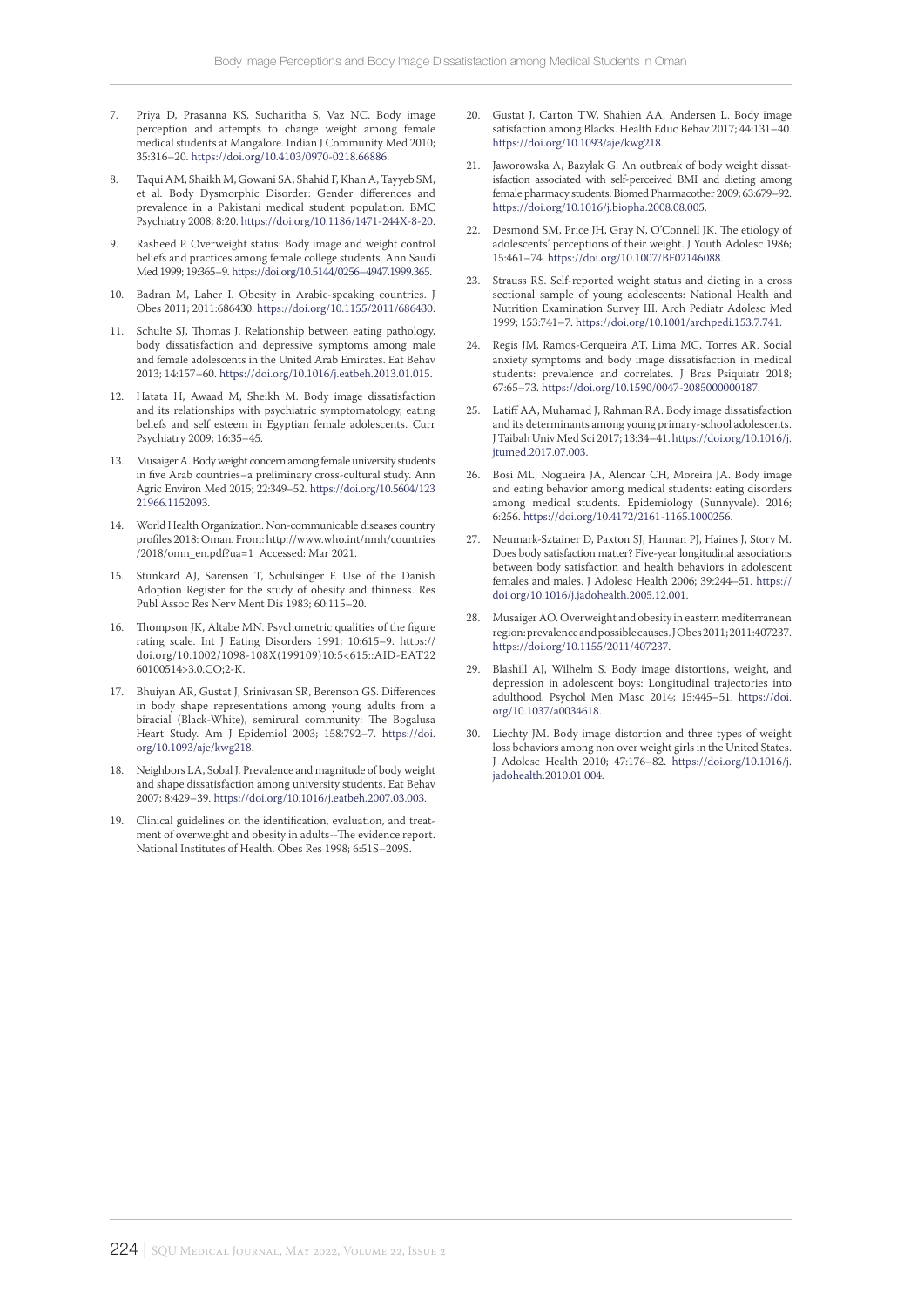7. Priya D, Prasanna KS, Sucharitha S, Vaz NC. Body image perception and attempts to change weight among female medical students at Mangalore. Indian J Community Med 2010; 35:316–20. https://doi.org/10.4103/0970-0218.66886.

8. Taqui AM, Shaikh M, Gowani SA, Shahid F, Khan A, Tayyeb SM, et al. Body Dysmorphic Disorder: Gender differences and prevalence in a Pakistani medical student population. BMC Psychiatry 2008; 8:20. https://doi.org/10.1186/1471-244X-8-20.

9. Rasheed P. Overweight status: Body image and weight control beliefs and practices among female college students. Ann Saudi Med 1999; 19:365–9. https://doi.org/10.5144/0256–4947.1999.365.

10. Badran M, Laher I. Obesity in Arabic-speaking countries. J Obes 2011; 2011:686430. https://doi.org/10.1155/2011/686430.

11. Schulte SJ, Thomas J. Relationship between eating pathology, body dissatisfaction and depressive symptoms among male and female adolescents in the United Arab Emirates. Eat Behav 2013; 14:157–60. https://doi.org/10.1016/j.eatbeh.2013.01.015.

12. Hatata H, Awaad M, Sheikh M. Body image dissatisfaction and its relationships with psychiatric symptomatology, eating beliefs and self esteem in Egyptian female adolescents. Curr Psychiatry 2009; 16:35–45.

13. Musaiger A. Body weight concern among female university students in five Arab countries–a preliminary cross-cultural study. Ann Agric Environ Med 2015; 22:349–52. https://doi.org/10.5604/12321966.1152093.

14. World Health Organization. Non-communicable diseases country profiles 2018: Oman. From: http://www.who.int/nmh/countries/2018/omn_en.pdf?ua=1 Accessed: Mar 2021.

15. Stunkard AJ, Sørensen T, Schulsinger F. Use of the Danish Adoption Register for the study of obesity and thinness. Res Publ Assoc Res Nerv Ment Dis 1983; 60:115–20.

16. Thompson JK, Altabe MN. Psychometric qualities of the figure rating scale. Int J Eating Disorders 1991; 10:615–9. https://doi.org/10.1002/1098-108X(199109)10:5<615::AID-EAT2260100514>3.0.CO;2-K.

17. Bhuiyan AR, Gustat J, Srinivasan SR, Berenson GS. Differences in body shape representations among young adults from a biracial (Black-White), semirural community: The Bogalusa Heart Study. Am J Epidemiol 2003; 158:792–7. https://doi.org/10.1093/aje/kwg218.

18. Neighbors LA, Sobal J. Prevalence and magnitude of body weight and shape dissatisfaction among university students. Eat Behav 2007; 8:429–39. https://doi.org/10.1016/j.eatbeh.2007.03.003.

19. Clinical guidelines on the identification, evaluation, and treatment of overweight and obesity in adults--The evidence report. National Institutes of Health. Obes Res 1998; 6:51S–209S.

20. Gustat J, Carton TW, Shahien AA, Andersen L. Body image satisfaction among Blacks. Health Educ Behav 2017; 44:131–40. https://doi.org/10.1093/aje/kwg218.

21. Jaworowska A, Bazylak G. An outbreak of body weight dissatisfaction associated with self-perceived BMI and dieting among female pharmacy students. Biomed Pharmacother 2009; 63:679–92. https://doi.org/10.1016/j.biopha.2008.08.005.

22. Desmond SM, Price JH, Gray N, O'Connell JK. The etiology of adolescents' perceptions of their weight. J Youth Adolesc 1986; 15:461–74. https://doi.org/10.1007/BF02146088.

23. Strauss RS. Self-reported weight status and dieting in a cross sectional sample of young adolescents: National Health and Nutrition Examination Survey III. Arch Pediatr Adolesc Med 1999; 153:741–7. https://doi.org/10.1001/archpedi.153.7.741.

24. Regis JM, Ramos-Cerqueira AT, Lima MC, Torres AR. Social anxiety symptoms and body image dissatisfaction in medical students: prevalence and correlates. J Bras Psiquiatr 2018; 67:65–73. https://doi.org/10.1590/0047-2085000000187.

25. Latiff AA, Muhamad J, Rahman RA. Body image dissatisfaction and its determinants among young primary-school adolescents. J Taibah Univ Med Sci 2017; 13:34–41. https://doi.org/10.1016/j.jtumed.2017.07.003.

26. Bosi ML, Nogueira JA, Alencar CH, Moreira JA. Body image and eating behavior among medical students: eating disorders among medical students. Epidemiology (Sunnyvale). 2016; 6:256. https://doi.org/10.4172/2161-1165.1000256.

27. Neumark-Sztainer D, Paxton SJ, Hannan PJ, Haines J, Story M. Does body satisfaction matter? Five-year longitudinal associations between body satisfaction and health behaviors in adolescent females and males. J Adolesc Health 2006; 39:244–51. https://doi.org/10.1016/j.jadohealth.2005.12.001.

28. Musaiger AO. Overweight and obesity in eastern mediterranean region: prevalence and possible causes. J Obes 2011; 2011:407237. https://doi.org/10.1155/2011/407237.

29. Blashill AJ, Wilhelm S. Body image distortions, weight, and depression in adolescent boys: Longitudinal trajectories into adulthood. Psychol Men Masc 2014; 15:445–51. https://doi.org/10.1037/a0034618.

30. Liechty JM. Body image distortion and three types of weight loss behaviors among non over weight girls in the United States. J Adolesc Health 2010; 47:176–82. https://doi.org/10.1016/j.jadohealth.2010.01.004.